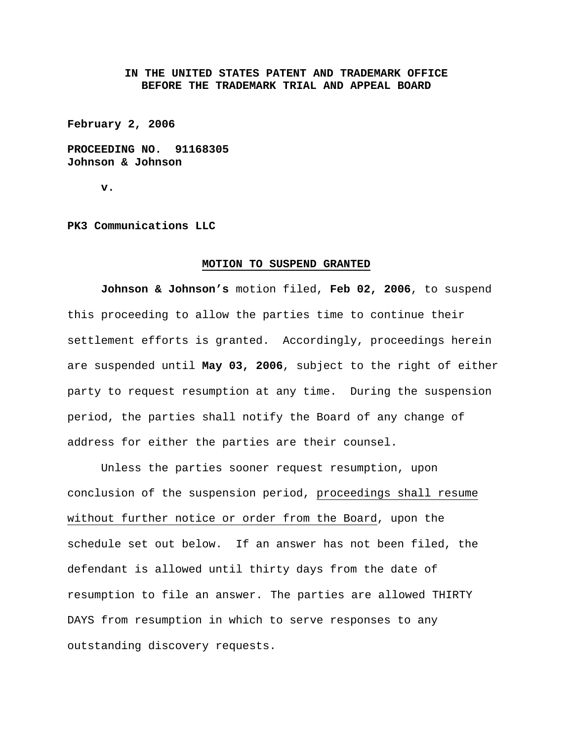**IN THE UNITED STATES PATENT AND TRADEMARK OFFICE**
**BEFORE THE TRADEMARK TRIAL AND APPEAL BOARD**

**February 2, 2006**

**PROCEEDING NO. 91168305**
**Johnson & Johnson**

**v.**

**PK3 Communications LLC**

## MOTION TO SUSPEND GRANTED

**Johnson & Johnson's** motion filed, **Feb 02, 2006**, to suspend this proceeding to allow the parties time to continue their settlement efforts is granted. Accordingly, proceedings herein are suspended until **May 03, 2006**, subject to the right of either party to request resumption at any time. During the suspension period, the parties shall notify the Board of any change of address for either the parties are their counsel.

Unless the parties sooner request resumption, upon conclusion of the suspension period, proceedings shall resume without further notice or order from the Board, upon the schedule set out below. If an answer has not been filed, the defendant is allowed until thirty days from the date of resumption to file an answer. The parties are allowed THIRTY DAYS from resumption in which to serve responses to any outstanding discovery requests.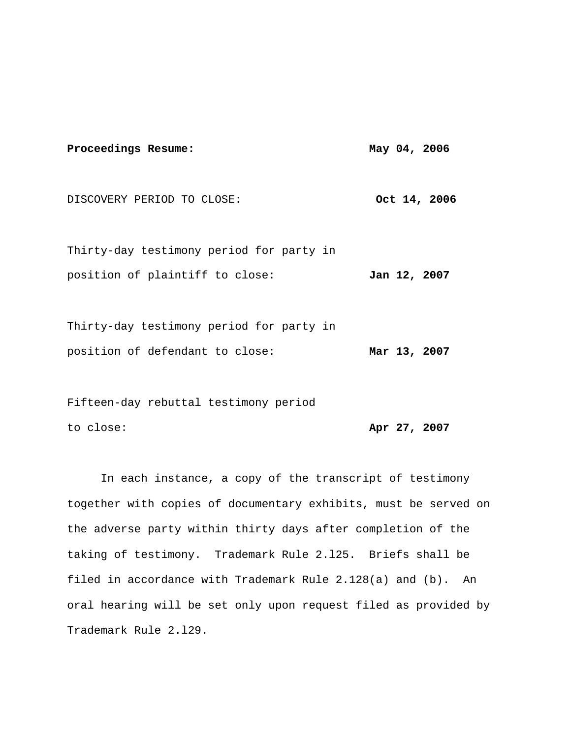| | |
|---|---|
| **Proceedings Resume:** | **May 04, 2006** |
| DISCOVERY PERIOD TO CLOSE: | **Oct 14, 2006** |
| Thirty-day testimony period for party in position of plaintiff to close: | **Jan 12, 2007** |
| Thirty-day testimony period for party in position of defendant to close: | **Mar 13, 2007** |
| Fifteen-day rebuttal testimony period to close: | **Apr 27, 2007** |

In each instance, a copy of the transcript of testimony together with copies of documentary exhibits, must be served on the adverse party within thirty days after completion of the taking of testimony. Trademark Rule 2.l25. Briefs shall be filed in accordance with Trademark Rule 2.128(a) and (b). An oral hearing will be set only upon request filed as provided by Trademark Rule 2.l29.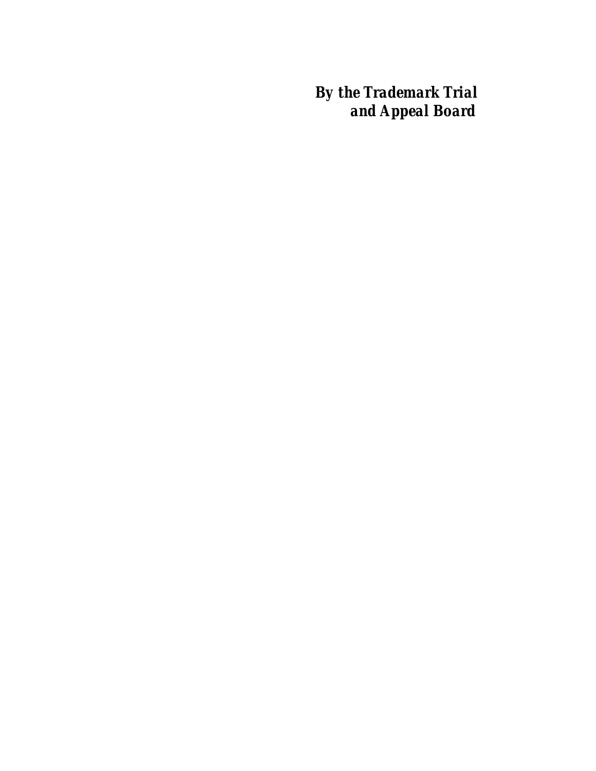***By the Trademark Trial and Appeal Board***